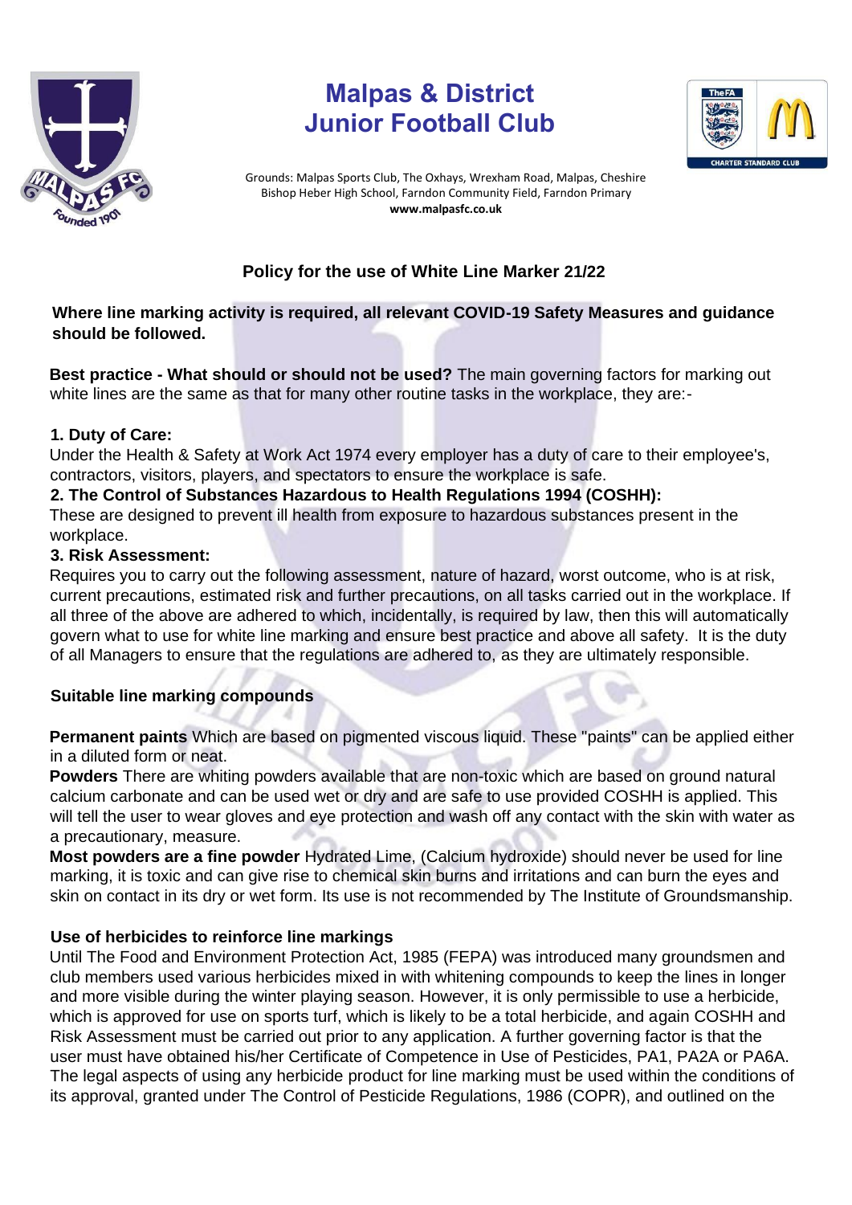# Malpas & District Junior Football Club

Grounds: Malpas Sports Club, The Oxhays, Wrexham Road, Malpas, Cheshire
Bishop Heber High School, Farndon Community Field, Farndon Primary
**www.malpasfc.co.uk**

## Policy for the use of White Line Marker 21/22

**Where line marking activity is required, all relevant COVID-19 Safety Measures and guidance should be followed.**

**Best practice - What should or should not be used?** The main governing factors for marking out white lines are the same as that for many other routine tasks in the workplace, they are:-

**1. Duty of Care:**
Under the Health & Safety at Work Act 1974 every employer has a duty of care to their employee's, contractors, visitors, players, and spectators to ensure the workplace is safe.

**2. The Control of Substances Hazardous to Health Regulations 1994 (COSHH):**
These are designed to prevent ill health from exposure to hazardous substances present in the workplace.

**3. Risk Assessment:**
Requires you to carry out the following assessment, nature of hazard, worst outcome, who is at risk, current precautions, estimated risk and further precautions, on all tasks carried out in the workplace. If all three of the above are adhered to which, incidentally, is required by law, then this will automatically govern what to use for white line marking and ensure best practice and above all safety. It is the duty of all Managers to ensure that the regulations are adhered to, as they are ultimately responsible.

### Suitable line marking compounds

**Permanent paints** Which are based on pigmented viscous liquid. These "paints" can be applied either in a diluted form or neat.

**Powders** There are whiting powders available that are non-toxic which are based on ground natural calcium carbonate and can be used wet or dry and are safe to use provided COSHH is applied. This will tell the user to wear gloves and eye protection and wash off any contact with the skin with water as a precautionary, measure.

**Most powders are a fine powder** Hydrated Lime, (Calcium hydroxide) should never be used for line marking, it is toxic and can give rise to chemical skin burns and irritations and can burn the eyes and skin on contact in its dry or wet form. Its use is not recommended by The Institute of Groundsmanship.

### Use of herbicides to reinforce line markings

Until The Food and Environment Protection Act, 1985 (FEPA) was introduced many groundsmen and club members used various herbicides mixed in with whitening compounds to keep the lines in longer and more visible during the winter playing season. However, it is only permissible to use a herbicide, which is approved for use on sports turf, which is likely to be a total herbicide, and again COSHH and Risk Assessment must be carried out prior to any application. A further governing factor is that the user must have obtained his/her Certificate of Competence in Use of Pesticides, PA1, PA2A or PA6A. The legal aspects of using any herbicide product for line marking must be used within the conditions of its approval, granted under The Control of Pesticide Regulations, 1986 (COPR), and outlined on the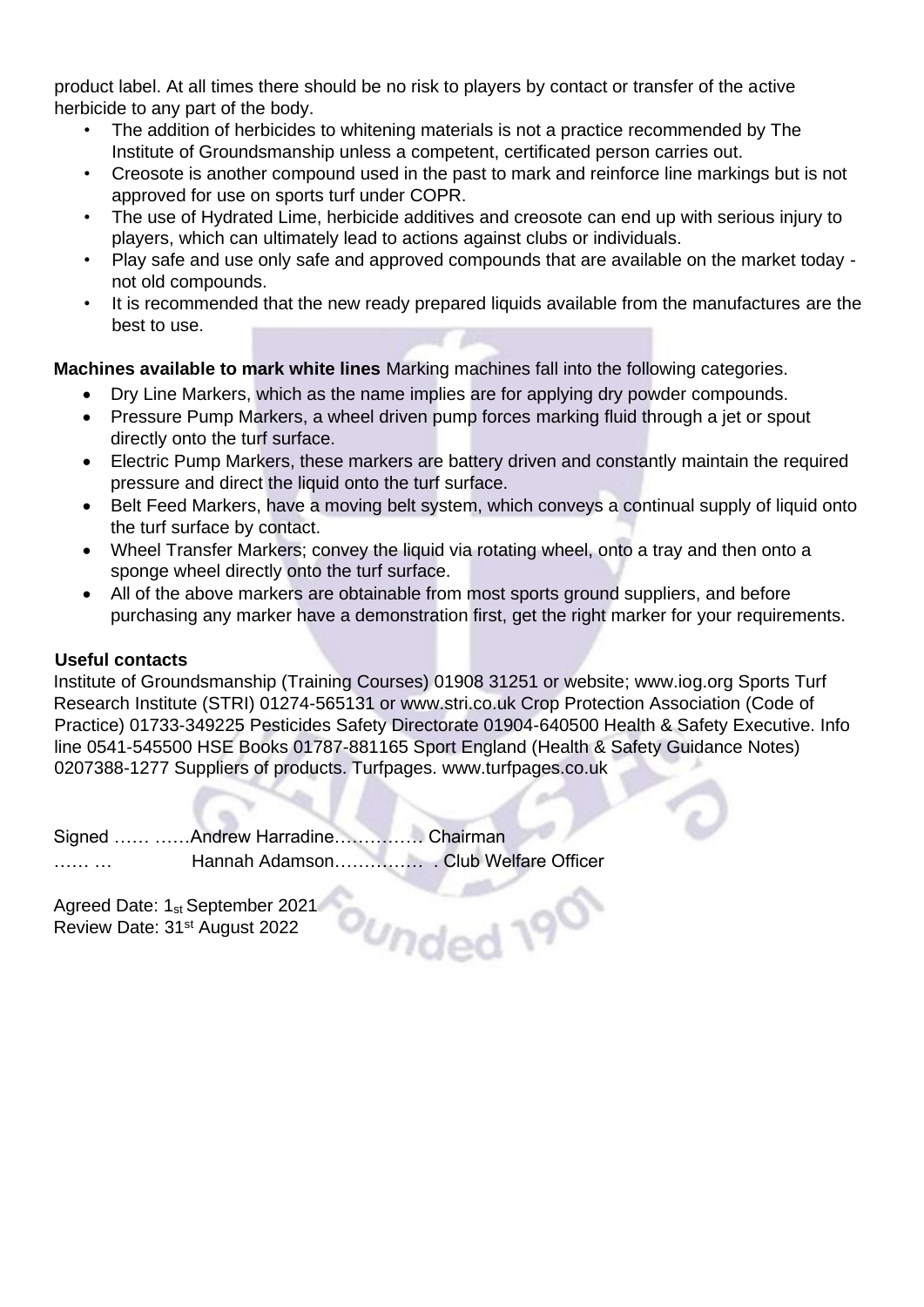product label. At all times there should be no risk to players by contact or transfer of the active herbicide to any part of the body.

- The addition of herbicides to whitening materials is not a practice recommended by The Institute of Groundsmanship unless a competent, certificated person carries out.
- Creosote is another compound used in the past to mark and reinforce line markings but is not approved for use on sports turf under COPR.
- The use of Hydrated Lime, herbicide additives and creosote can end up with serious injury to players, which can ultimately lead to actions against clubs or individuals.
- Play safe and use only safe and approved compounds that are available on the market today - not old compounds.
- It is recommended that the new ready prepared liquids available from the manufactures are the best to use.

**Machines available to mark white lines** Marking machines fall into the following categories.

- Dry Line Markers, which as the name implies are for applying dry powder compounds.
- Pressure Pump Markers, a wheel driven pump forces marking fluid through a jet or spout directly onto the turf surface.
- Electric Pump Markers, these markers are battery driven and constantly maintain the required pressure and direct the liquid onto the turf surface.
- Belt Feed Markers, have a moving belt system, which conveys a continual supply of liquid onto the turf surface by contact.
- Wheel Transfer Markers; convey the liquid via rotating wheel, onto a tray and then onto a sponge wheel directly onto the turf surface.
- All of the above markers are obtainable from most sports ground suppliers, and before purchasing any marker have a demonstration first, get the right marker for your requirements.

**Useful contacts**

Institute of Groundsmanship (Training Courses) 01908 31251 or website; www.iog.org Sports Turf Research Institute (STRI) 01274-565131 or www.stri.co.uk Crop Protection Association (Code of Practice) 01733-349225 Pesticides Safety Directorate 01904-640500 Health & Safety Executive. Info line 0541-545500 HSE Books 01787-881165 Sport England (Health & Safety Guidance Notes) 0207388-1277 Suppliers of products. Turfpages. www.turfpages.co.uk

Signed …… ……Andrew Harradine…………… Chairman
…… … Hannah Adamson…………… . Club Welfare Officer

Agreed Date: 1st September 2021
Review Date: 31st August 2022